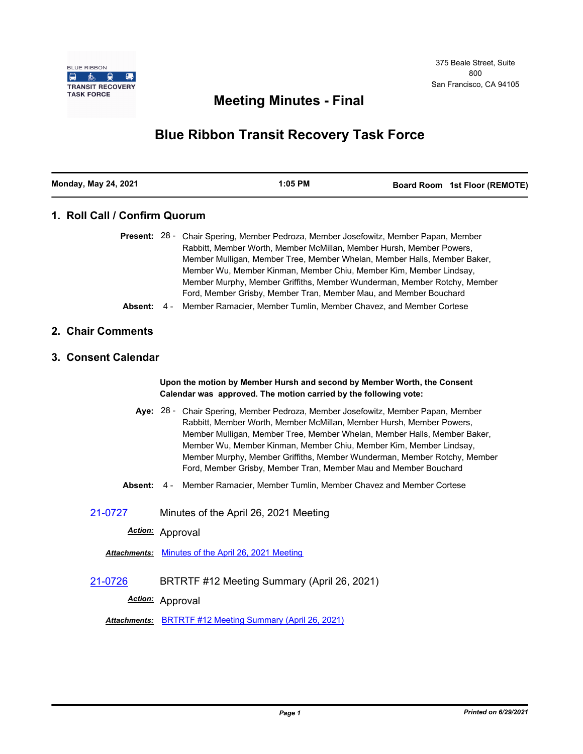BLUE RIBBON
TRANSIT RECOVERY
TASK FORCE

375 Beale Street, Suite 800
San Francisco, CA 94105

# Meeting Minutes - Final

# Blue Ribbon Transit Recovery Task Force

| Monday, May 24, 2021 | 1:05 PM | Board Room 1st Floor (REMOTE) |
|---|---|---|

## 1. Roll Call / Confirm Quorum

**Present:** 28 - Chair Spering, Member Pedroza, Member Josefowitz, Member Papan, Member Rabbitt, Member Worth, Member McMillan, Member Hursh, Member Powers, Member Mulligan, Member Tree, Member Whelan, Member Halls, Member Baker, Member Wu, Member Kinman, Member Chiu, Member Kim, Member Lindsay, Member Murphy, Member Griffiths, Member Wunderman, Member Rotchy, Member Ford, Member Grisby, Member Tran, Member Mau, and Member Bouchard

**Absent:** 4 - Member Ramacier, Member Tumlin, Member Chavez, and Member Cortese

## 2. Chair Comments

## 3. Consent Calendar

**Upon the motion by Member Hursh and second by Member Worth, the Consent Calendar was approved. The motion carried by the following vote:**

**Aye:** 28 - Chair Spering, Member Pedroza, Member Josefowitz, Member Papan, Member Rabbitt, Member Worth, Member McMillan, Member Hursh, Member Powers, Member Mulligan, Member Tree, Member Whelan, Member Halls, Member Baker, Member Wu, Member Kinman, Member Chiu, Member Kim, Member Lindsay, Member Murphy, Member Griffiths, Member Wunderman, Member Rotchy, Member Ford, Member Grisby, Member Tran, Member Mau and Member Bouchard

**Absent:** 4 - Member Ramacier, Member Tumlin, Member Chavez and Member Cortese

**21-0727** Minutes of the April 26, 2021 Meeting

***Action:*** Approval

***Attachments:*** Minutes of the April 26, 2021 Meeting

**21-0726** BRTRTF #12 Meeting Summary (April 26, 2021)

***Action:*** Approval

***Attachments:*** BRTRTF #12 Meeting Summary (April 26, 2021)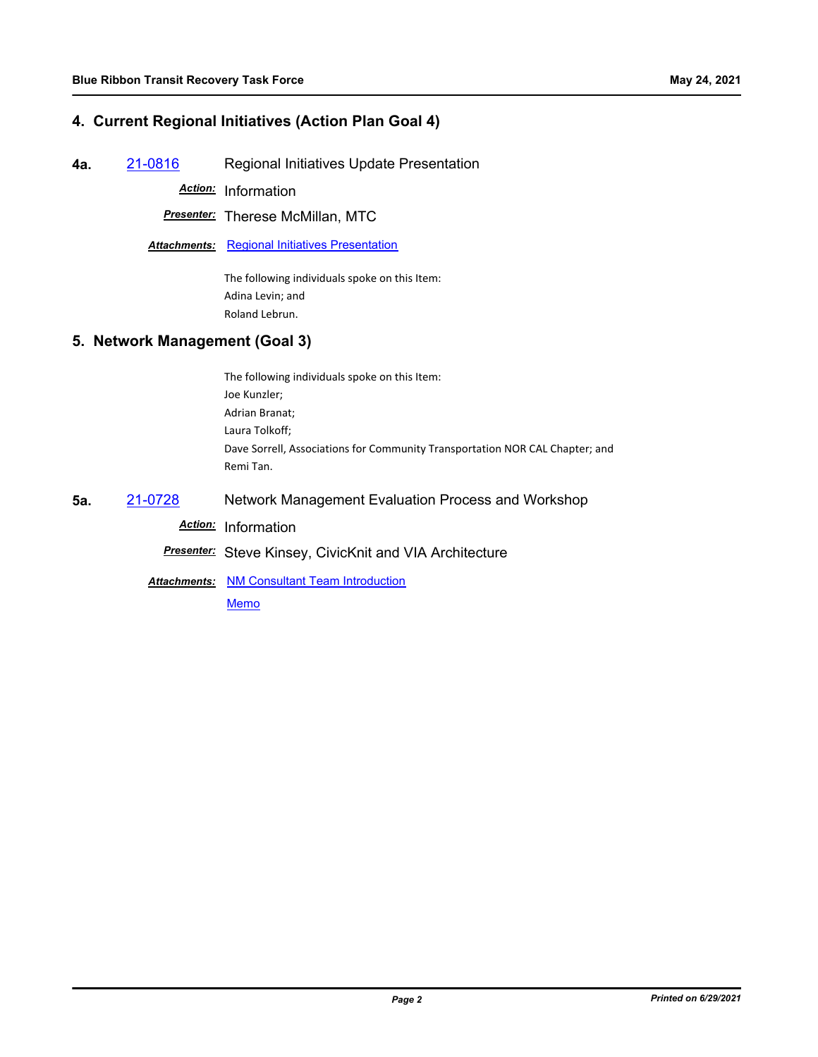## 4. Current Regional Initiatives (Action Plan Goal 4)

**4a.** 21-0816 Regional Initiatives Update Presentation

***Action:*** Information

***Presenter:*** Therese McMillan, MTC

***Attachments:*** Regional Initiatives Presentation

The following individuals spoke on this Item:
Adina Levin; and
Roland Lebrun.

## 5. Network Management (Goal 3)

The following individuals spoke on this Item:
Joe Kunzler;
Adrian Branat;
Laura Tolkoff;
Dave Sorrell, Associations for Community Transportation NOR CAL Chapter; and
Remi Tan.

**5a.** 21-0728 Network Management Evaluation Process and Workshop

***Action:*** Information

***Presenter:*** Steve Kinsey, CivicKnit and VIA Architecture

***Attachments:*** NM Consultant Team Introduction

Memo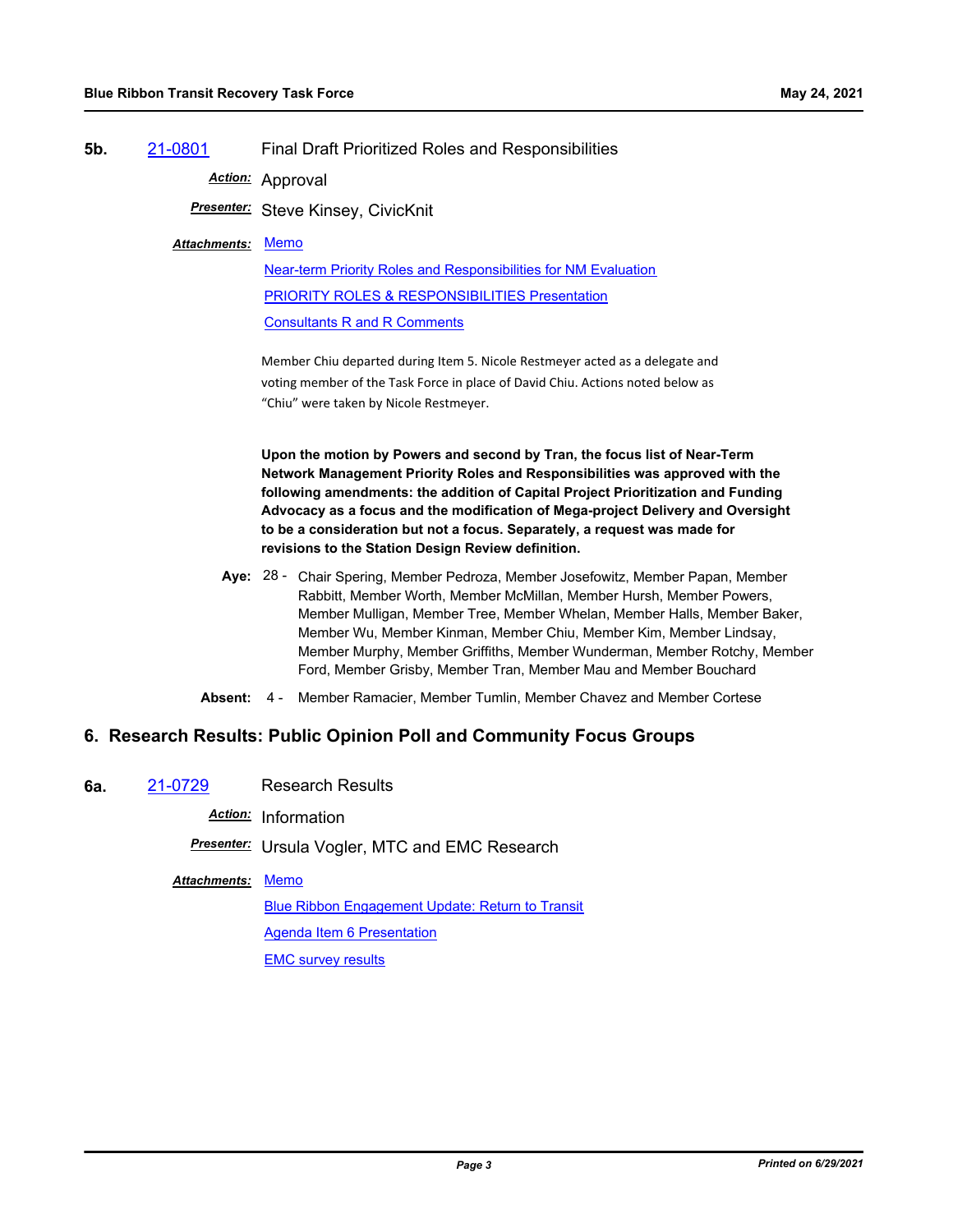**5b.** 21-0801 Final Draft Prioritized Roles and Responsibilities

***Action:*** Approval

***Presenter:*** Steve Kinsey, CivicKnit

***Attachments:*** Memo

Near-term Priority Roles and Responsibilities for NM Evaluation

PRIORITY ROLES & RESPONSIBILITIES Presentation

Consultants R and R Comments

Member Chiu departed during Item 5. Nicole Restmeyer acted as a delegate and voting member of the Task Force in place of David Chiu. Actions noted below as "Chiu" were taken by Nicole Restmeyer.

**Upon the motion by Powers and second by Tran, the focus list of Near-Term Network Management Priority Roles and Responsibilities was approved with the following amendments: the addition of Capital Project Prioritization and Funding Advocacy as a focus and the modification of Mega-project Delivery and Oversight to be a consideration but not a focus. Separately, a request was made for revisions to the Station Design Review definition.**

**Aye:** 28 - Chair Spering, Member Pedroza, Member Josefowitz, Member Papan, Member Rabbitt, Member Worth, Member McMillan, Member Hursh, Member Powers, Member Mulligan, Member Tree, Member Whelan, Member Halls, Member Baker, Member Wu, Member Kinman, Member Chiu, Member Kim, Member Lindsay, Member Murphy, Member Griffiths, Member Wunderman, Member Rotchy, Member Ford, Member Grisby, Member Tran, Member Mau and Member Bouchard

**Absent:** 4 - Member Ramacier, Member Tumlin, Member Chavez and Member Cortese

## 6. Research Results: Public Opinion Poll and Community Focus Groups

**6a.** 21-0729 Research Results

***Action:*** Information

***Presenter:*** Ursula Vogler, MTC and EMC Research

***Attachments:*** Memo

Blue Ribbon Engagement Update: Return to Transit

Agenda Item 6 Presentation

EMC survey results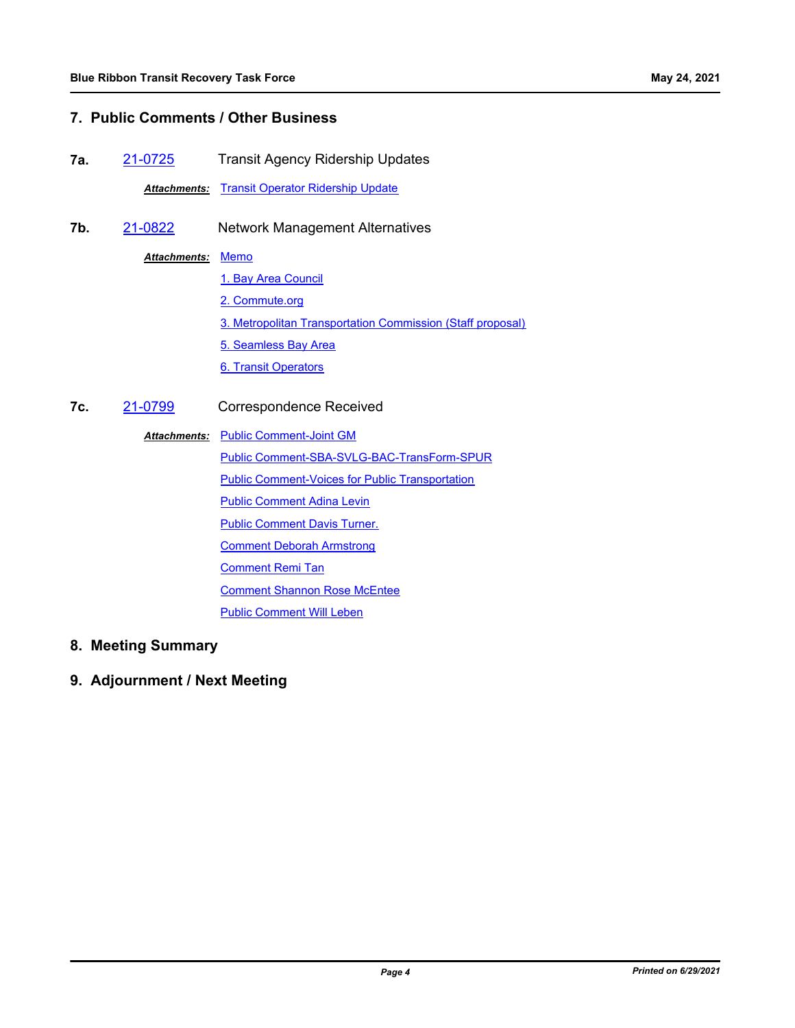## 7. Public Comments / Other Business

**7a.** 21-0725 Transit Agency Ridership Updates

***Attachments:*** Transit Operator Ridership Update

**7b.** 21-0822 Network Management Alternatives

***Attachments:*** Memo

1. Bay Area Council

2. Commute.org

3. Metropolitan Transportation Commission (Staff proposal)

5. Seamless Bay Area

6. Transit Operators

**7c.** 21-0799 Correspondence Received

***Attachments:*** Public Comment-Joint GM

Public Comment-SBA-SVLG-BAC-TransForm-SPUR

Public Comment-Voices for Public Transportation

Public Comment Adina Levin

Public Comment Davis Turner.

Comment Deborah Armstrong

Comment Remi Tan

Comment Shannon Rose McEntee

Public Comment Will Leben

## 8. Meeting Summary

## 9. Adjournment / Next Meeting